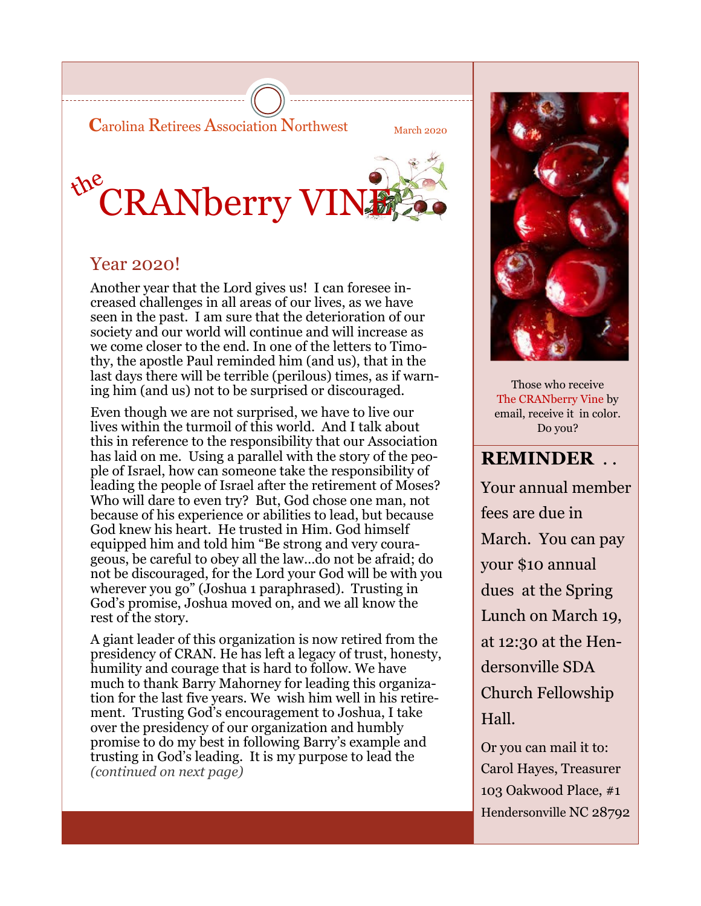Carolina Retirees Association Northwest

March 2020

# the CRANberry VINE

## Year 2020!

Another year that the Lord gives us! I can foresee increased challenges in all areas of our lives, as we have seen in the past. I am sure that the deterioration of our society and our world will continue and will increase as we come closer to the end. In one of the letters to Timothy, the apostle Paul reminded him (and us), that in the last days there will be terrible (perilous) times, as if warning him (and us) not to be surprised or discouraged.

Even though we are not surprised, we have to live our lives within the turmoil of this world. And I talk about this in reference to the responsibility that our Association has laid on me. Using a parallel with the story of the people of Israel, how can someone take the responsibility of leading the people of Israel after the retirement of Moses? Who will dare to even try? But, God chose one man, not because of his experience or abilities to lead, but because God knew his heart. He trusted in Him. God himself equipped him and told him "Be strong and very courageous, be careful to obey all the law…do not be afraid; do not be discouraged, for the Lord your God will be with you wherever you go" (Joshua 1 paraphrased). Trusting in God's promise, Joshua moved on, and we all know the rest of the story.

A giant leader of this organization is now retired from the presidency of CRAN. He has left a legacy of trust, honesty, humility and courage that is hard to follow. We have much to thank Barry Mahorney for leading this organization for the last five years. We wish him well in his retirement. Trusting God's encouragement to Joshua, I take over the presidency of our organization and humbly promise to do my best in following Barry's example and trusting in God's leading. It is my purpose to lead the *(continued on next page)*

Those who receive The CRANberry Vine by email, receive it in color. Do you?

**REMINDER . .**

Your annual member fees are due in March. You can pay your $10 annual dues at the Spring Lunch on March 19, at 12:30 at the Hendersonville SDA Church Fellowship Hall.

Or you can mail it to:
Carol Hayes, Treasurer
103 Oakwood Place, #1
Hendersonville NC 28792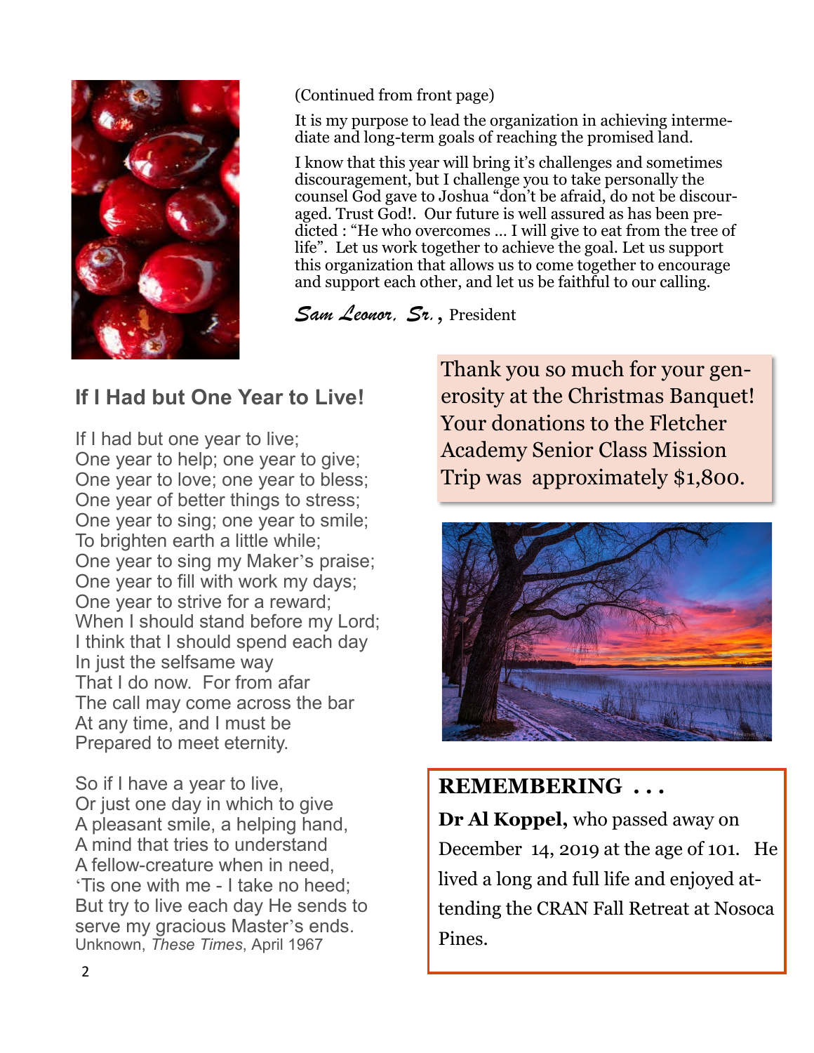(Continued from front page)

It is my purpose to lead the organization in achieving intermediate and long-term goals of reaching the promised land.

I know that this year will bring it's challenges and sometimes discouragement, but I challenge you to take personally the counsel God gave to Joshua "don't be afraid, do not be discouraged. Trust God!. Our future is well assured as has been predicted : "He who overcomes … I will give to eat from the tree of life". Let us work together to achieve the goal. Let us support this organization that allows us to come together to encourage and support each other, and let us be faithful to our calling.

*Sam Leonor, Sr.*, President

## If I Had but One Year to Live!

If I had but one year to live;
One year to help; one year to give;
One year to love; one year to bless;
One year of better things to stress;
One year to sing; one year to smile;
To brighten earth a little while;
One year to sing my Maker's praise;
One year to fill with work my days;
One year to strive for a reward;
When I should stand before my Lord;
I think that I should spend each day
In just the selfsame way
That I do now. For from afar
The call may come across the bar
At any time, and I must be
Prepared to meet eternity.

So if I have a year to live,
Or just one day in which to give
A pleasant smile, a helping hand,
A mind that tries to understand
A fellow-creature when in need,
'Tis one with me - I take no heed;
But try to live each day He sends to
serve my gracious Master's ends.
Unknown, *These Times*, April 1967

Thank you so much for your generosity at the Christmas Banquet! Your donations to the Fletcher Academy Senior Class Mission Trip was approximately $1,800.

**REMEMBERING . . .**

**Dr Al Koppel,** who passed away on December 14, 2019 at the age of 101. He lived a long and full life and enjoyed attending the CRAN Fall Retreat at Nosoca Pines.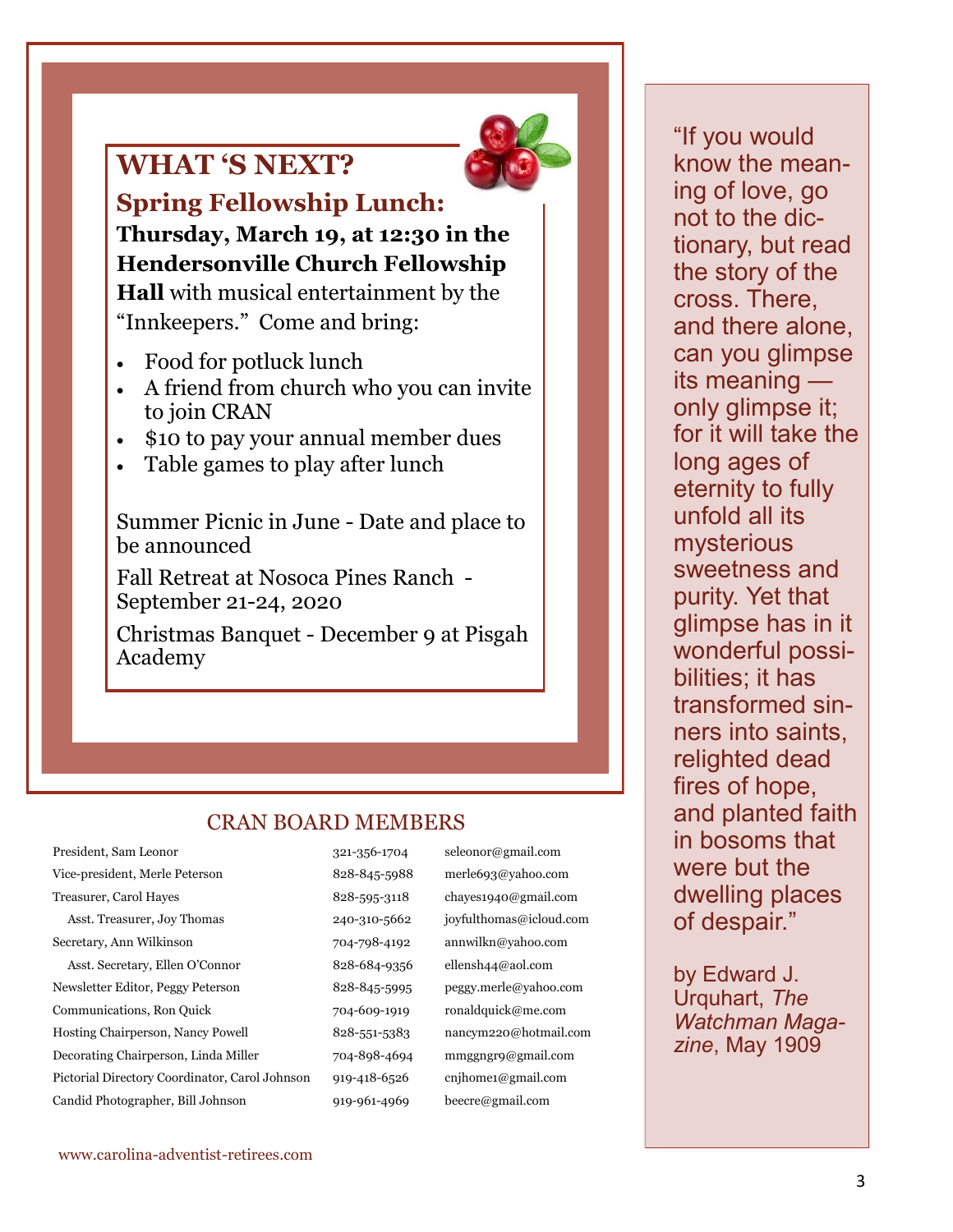## WHAT 'S NEXT?

### Spring Fellowship Lunch:

**Thursday, March 19, at 12:30 in the Hendersonville Church Fellowship Hall** with musical entertainment by the "Innkeepers." Come and bring:

- Food for potluck lunch
- A friend from church who you can invite to join CRAN
- $10 to pay your annual member dues
- Table games to play after lunch

Summer Picnic in June - Date and place to be announced

Fall Retreat at Nosoca Pines Ranch - September 21-24, 2020

Christmas Banquet - December 9 at Pisgah Academy

## CRAN BOARD MEMBERS

| | | |
|---|---|---|
| President, Sam Leonor | 321-356-1704 | seleonor@gmail.com |
| Vice-president, Merle Peterson | 828-845-5988 | merle693@yahoo.com |
| Treasurer, Carol Hayes | 828-595-3118 | chayes1940@gmail.com |
| Asst. Treasurer, Joy Thomas | 240-310-5662 | joyfulthomas@icloud.com |
| Secretary, Ann Wilkinson | 704-798-4192 | annwilkn@yahoo.com |
| Asst. Secretary, Ellen O'Connor | 828-684-9356 | ellensh44@aol.com |
| Newsletter Editor, Peggy Peterson | 828-845-5995 | peggy.merle@yahoo.com |
| Communications, Ron Quick | 704-609-1919 | ronaldquick@me.com |
| Hosting Chairperson, Nancy Powell | 828-551-5383 | nancym220@hotmail.com |
| Decorating Chairperson, Linda Miller | 704-898-4694 | mmggngr9@gmail.com |
| Pictorial Directory Coordinator, Carol Johnson | 919-418-6526 | cnjhome1@gmail.com |
| Candid Photographer, Bill Johnson | 919-961-4969 | beecre@gmail.com |

www.carolina-adventist-retirees.com

"If you would know the meaning of love, go not to the dictionary, but read the story of the cross. There, and there alone, can you glimpse its meaning — only glimpse it; for it will take the long ages of eternity to fully unfold all its mysterious sweetness and purity. Yet that glimpse has in it wonderful possibilities; it has transformed sinners into saints, relighted dead fires of hope, and planted faith in bosoms that were but the dwelling places of despair."

by Edward J. Urquhart, *The Watchman Magazine*, May 1909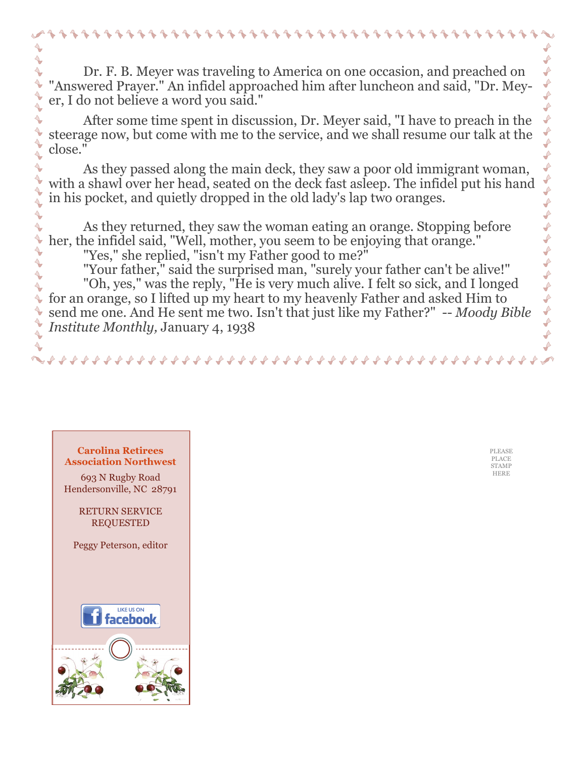Dr. F. B. Meyer was traveling to America on one occasion, and preached on "Answered Prayer." An infidel approached him after luncheon and said, "Dr. Meyer, I do not believe a word you said."

After some time spent in discussion, Dr. Meyer said, "I have to preach in the steerage now, but come with me to the service, and we shall resume our talk at the close."

As they passed along the main deck, they saw a poor old immigrant woman, with a shawl over her head, seated on the deck fast asleep. The infidel put his hand in his pocket, and quietly dropped in the old lady's lap two oranges.

As they returned, they saw the woman eating an orange. Stopping before her, the infidel said, "Well, mother, you seem to be enjoying that orange."

"Yes," she replied, "isn't my Father good to me?"

"Your father," said the surprised man, "surely your father can't be alive!"

"Oh, yes," was the reply, "He is very much alive. I felt so sick, and I longed for an orange, so I lifted up my heart to my heavenly Father and asked Him to send me one. And He sent me two. Isn't that just like my Father?" -- *Moody Bible Institute Monthly,* January 4, 1938

**Carolina Retirees Association Northwest**

693 N Rugby Road
Hendersonville, NC 28791

RETURN SERVICE REQUESTED

Peggy Peterson, editor

LIKE US ON facebook

PLEASE PLACE STAMP HERE